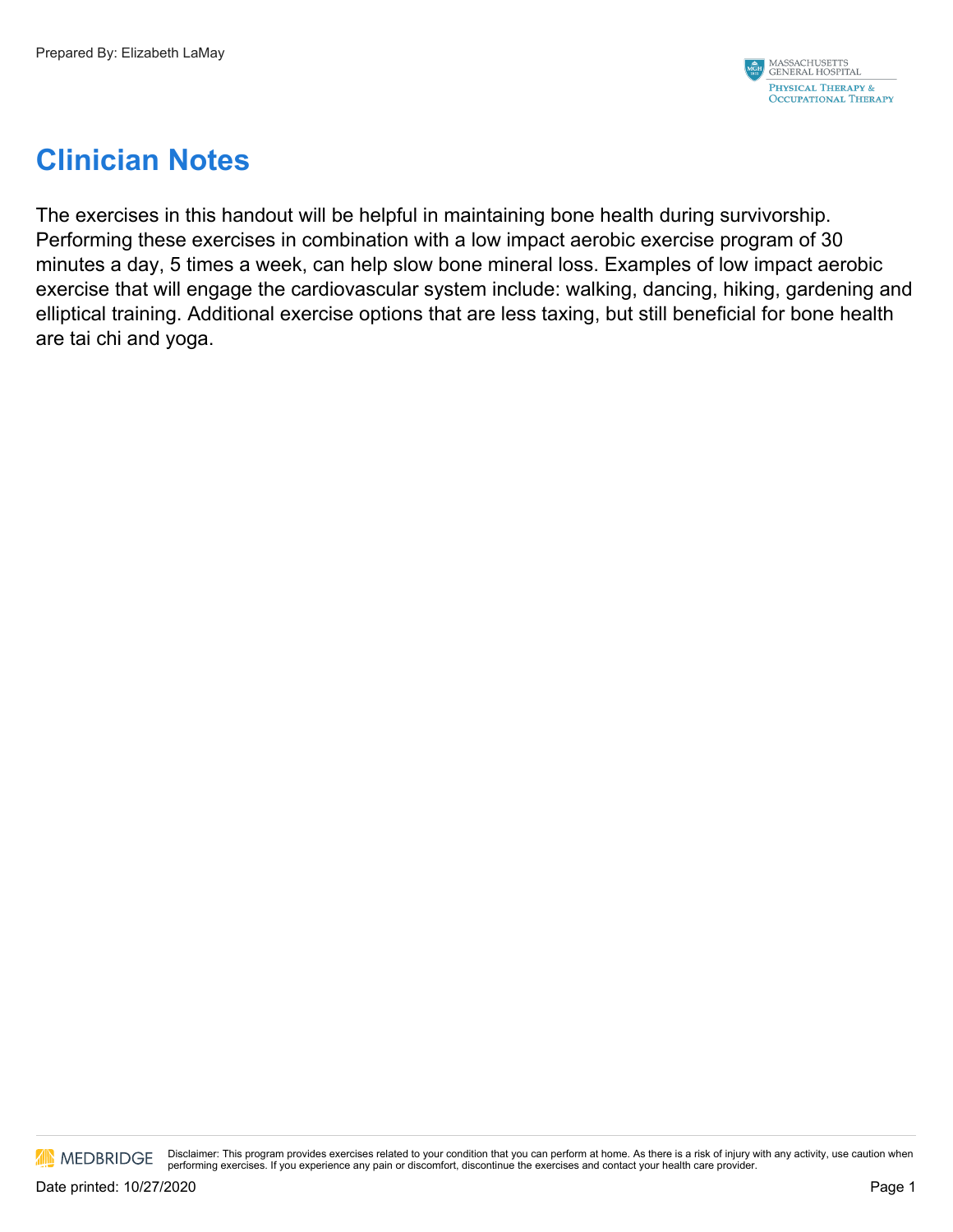Prepared By: Elizabeth LaMay

# Clinician Notes

The exercises in this handout will be helpful in maintaining bone health during survivorship. Performing these exercises in combination with a low impact aerobic exercise program of 30 minutes a day, 5 times a week, can help slow bone mineral loss. Examples of low impact aerobic exercise that will engage the cardiovascular system include: walking, dancing, hiking, gardening and elliptical training. Additional exercise options that are less taxing, but still beneficial for bone health are tai chi and yoga.

Disclaimer: This program provides exercises related to your condition that you can perform at home. As there is a risk of injury with any activity, use caution when performing exercises. If you experience any pain or discomfort, discontinue the exercises and contact your health care provider.

Date printed: 10/27/2020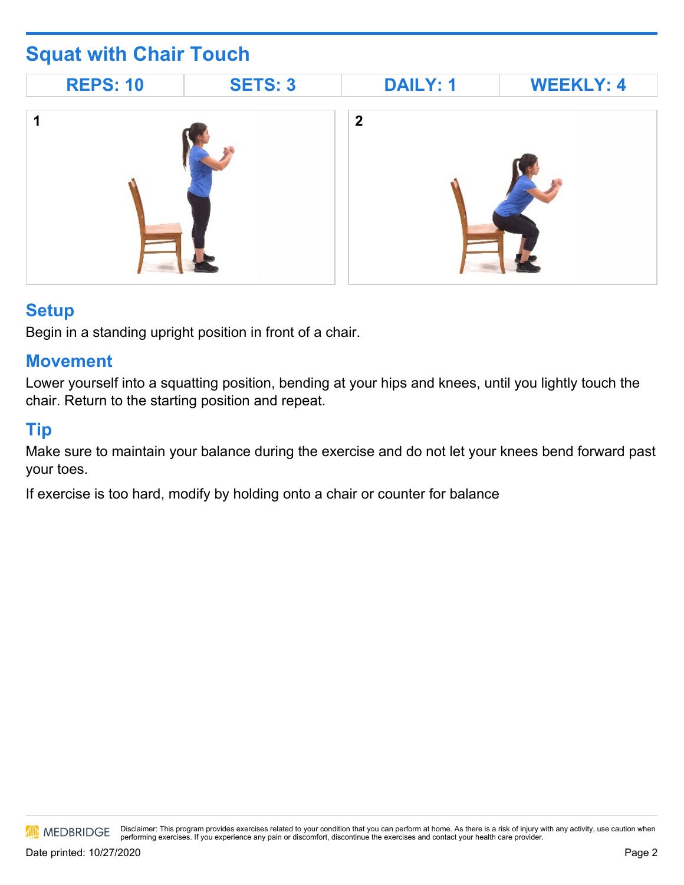## Squat with Chair Touch

| REPS: 10 | SETS: 3 | DAILY: 1 | WEEKLY: 4 |
| --- | --- | --- | --- |

1

2

### Setup

Begin in a standing upright position in front of a chair.

### Movement

Lower yourself into a squatting position, bending at your hips and knees, until you lightly touch the chair. Return to the starting position and repeat.

### Tip

Make sure to maintain your balance during the exercise and do not let your knees bend forward past your toes.

If exercise is too hard, modify by holding onto a chair or counter for balance

Disclaimer: This program provides exercises related to your condition that you can perform at home. As there is a risk of injury with any activity, use caution when performing exercises. If you experience any pain or discomfort, discontinue the exercises and contact your health care provider.

Date printed: 10/27/2020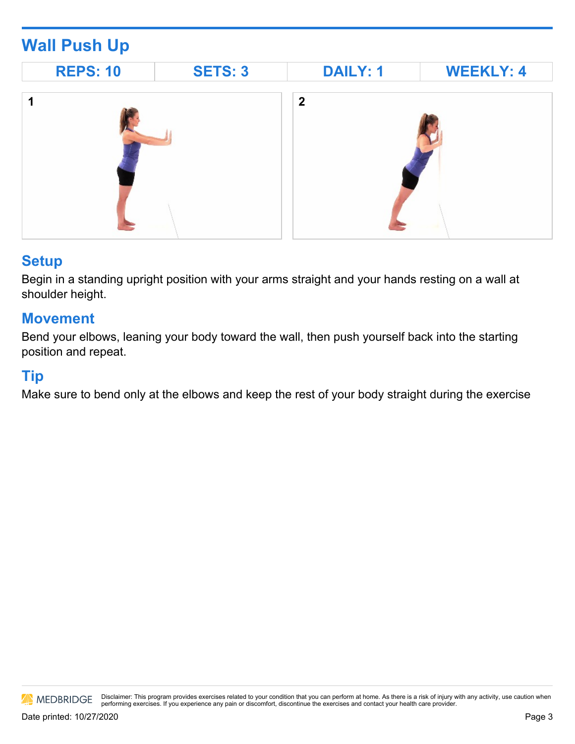## Wall Push Up

| REPS: 10 | SETS: 3 | DAILY: 1 | WEEKLY: 4 |
| --- | --- | --- | --- |

1

2

### Setup

Begin in a standing upright position with your arms straight and your hands resting on a wall at shoulder height.

### Movement

Bend your elbows, leaning your body toward the wall, then push yourself back into the starting position and repeat.

### Tip

Make sure to bend only at the elbows and keep the rest of your body straight during the exercise

MEDBRIDGE Disclaimer: This program provides exercises related to your condition that you can perform at home. As there is a risk of injury with any activity, use caution when performing exercises. If you experience any pain or discomfort, discontinue the exercises and contact your health care provider.

Date printed: 10/27/2020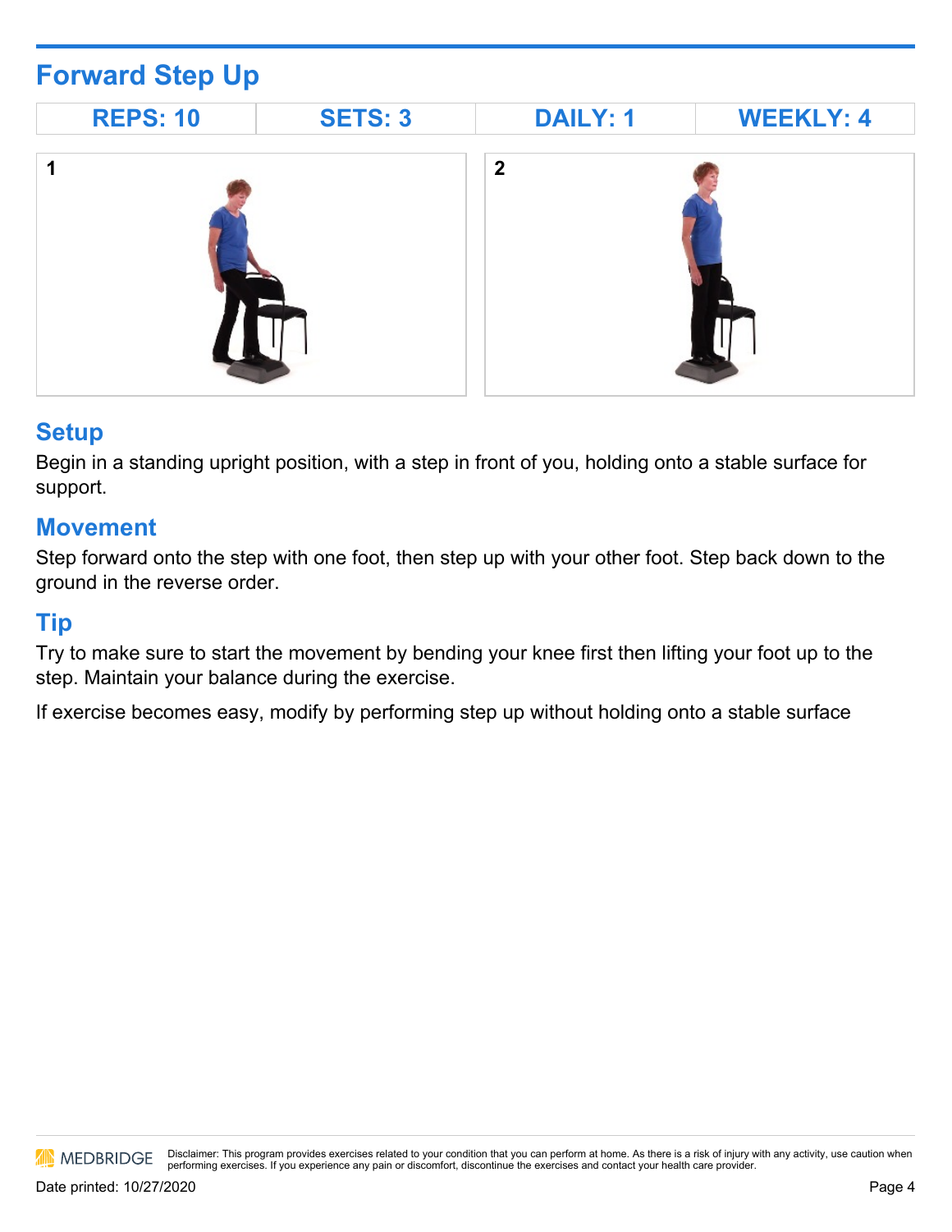## Forward Step Up

| REPS: 10 | SETS: 3 | DAILY: 1 | WEEKLY: 4 |
|---|---|---|---|

1

2

### Setup

Begin in a standing upright position, with a step in front of you, holding onto a stable surface for support.

### Movement

Step forward onto the step with one foot, then step up with your other foot. Step back down to the ground in the reverse order.

### Tip

Try to make sure to start the movement by bending your knee first then lifting your foot up to the step. Maintain your balance during the exercise.

If exercise becomes easy, modify by performing step up without holding onto a stable surface

MEDBRIDGE Disclaimer: This program provides exercises related to your condition that you can perform at home. As there is a risk of injury with any activity, use caution when performing exercises. If you experience any pain or discomfort, discontinue the exercises and contact your health care provider.

Date printed: 10/27/2020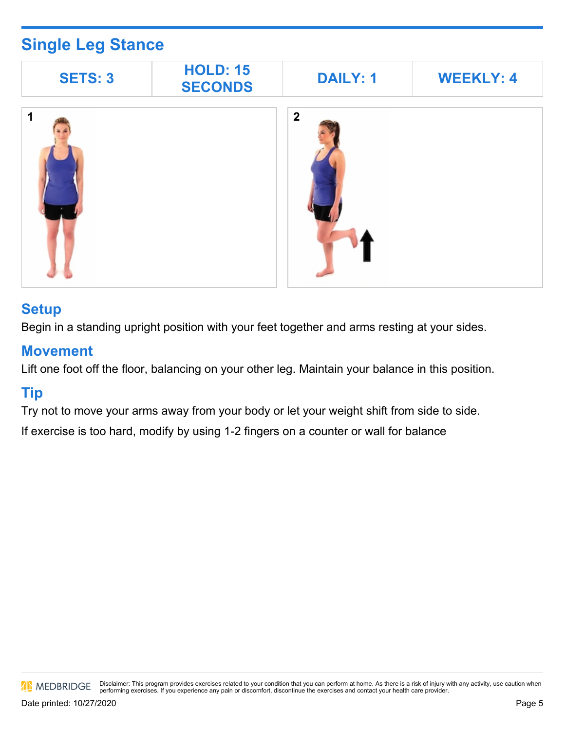## Single Leg Stance

| SETS: 3 | HOLD: 15 SECONDS | DAILY: 1 | WEEKLY: 4 |
| --- | --- | --- | --- |

1

2

### Setup

Begin in a standing upright position with your feet together and arms resting at your sides.

### Movement

Lift one foot off the floor, balancing on your other leg. Maintain your balance in this position.

### Tip

Try not to move your arms away from your body or let your weight shift from side to side.

If exercise is too hard, modify by using 1-2 fingers on a counter or wall for balance

MEDBRIDGE Disclaimer: This program provides exercises related to your condition that you can perform at home. As there is a risk of injury with any activity, use caution when performing exercises. If you experience any pain or discomfort, discontinue the exercises and contact your health care provider.

Date printed: 10/27/2020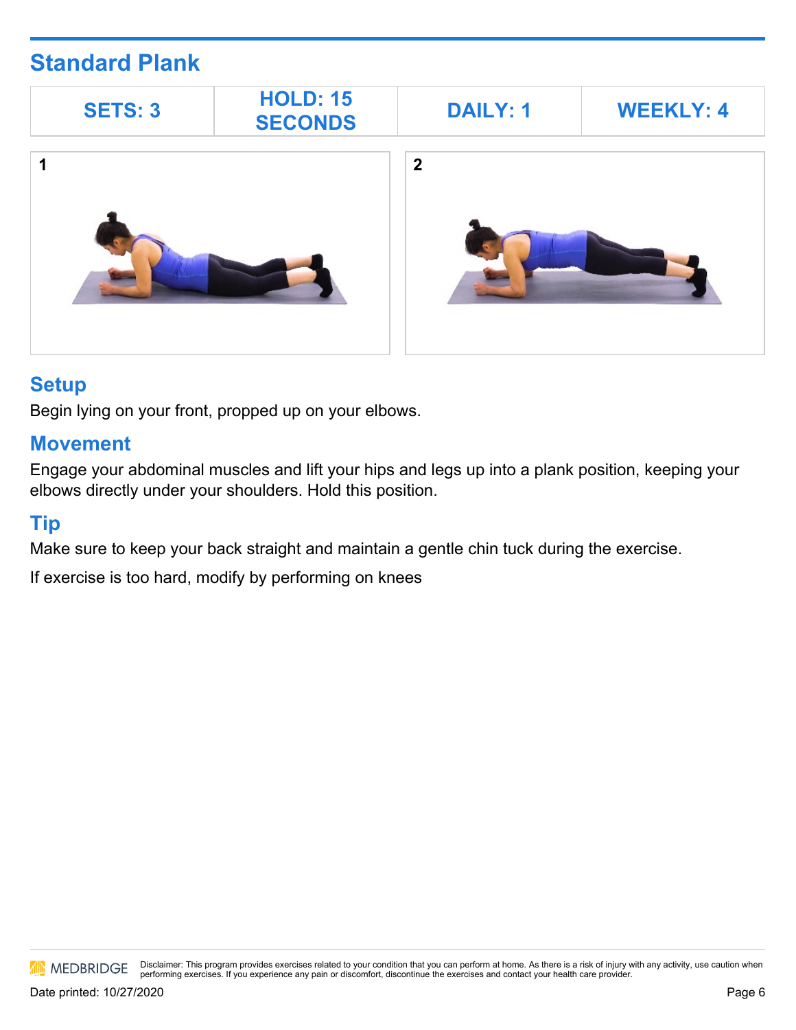## Standard Plank

| SETS: 3 | HOLD: 15 SECONDS | DAILY: 1 | WEEKLY: 4 |
|---|---|---|---|

1

2

### Setup

Begin lying on your front, propped up on your elbows.

### Movement

Engage your abdominal muscles and lift your hips and legs up into a plank position, keeping your elbows directly under your shoulders. Hold this position.

### Tip

Make sure to keep your back straight and maintain a gentle chin tuck during the exercise.

If exercise is too hard, modify by performing on knees

MEDBRIDGE Disclaimer: This program provides exercises related to your condition that you can perform at home. As there is a risk of injury with any activity, use caution when performing exercises. If you experience any pain or discomfort, discontinue the exercises and contact your health care provider.

Date printed: 10/27/2020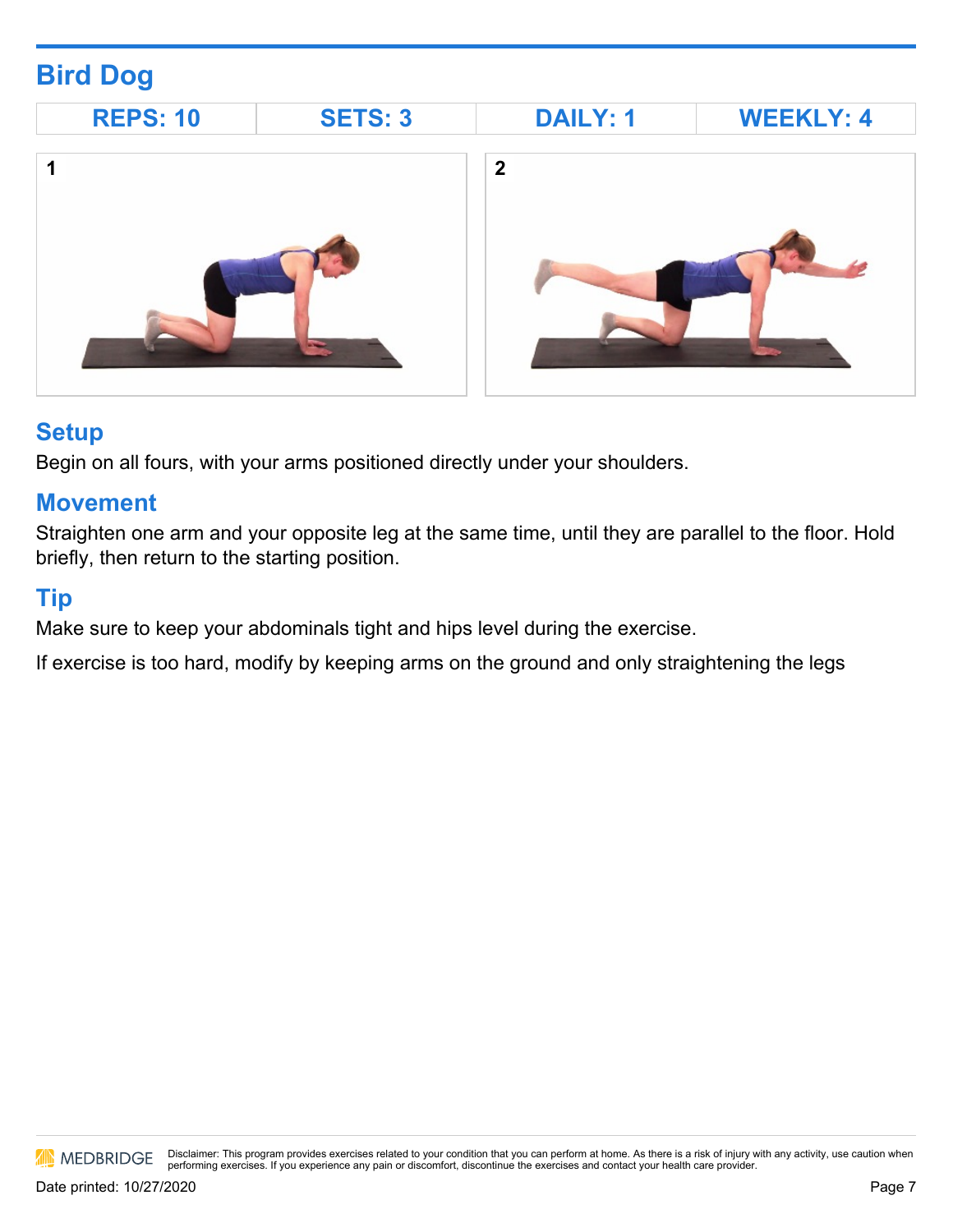## Bird Dog

| REPS: 10 | SETS: 3 | DAILY: 1 | WEEKLY: 4 |
| --- | --- | --- | --- |

1

2

### Setup

Begin on all fours, with your arms positioned directly under your shoulders.

### Movement

Straighten one arm and your opposite leg at the same time, until they are parallel to the floor. Hold briefly, then return to the starting position.

### Tip

Make sure to keep your abdominals tight and hips level during the exercise.

If exercise is too hard, modify by keeping arms on the ground and only straightening the legs

MEDBRIDGE Disclaimer: This program provides exercises related to your condition that you can perform at home. As there is a risk of injury with any activity, use caution when performing exercises. If you experience any pain or discomfort, discontinue the exercises and contact your health care provider.

Date printed: 10/27/2020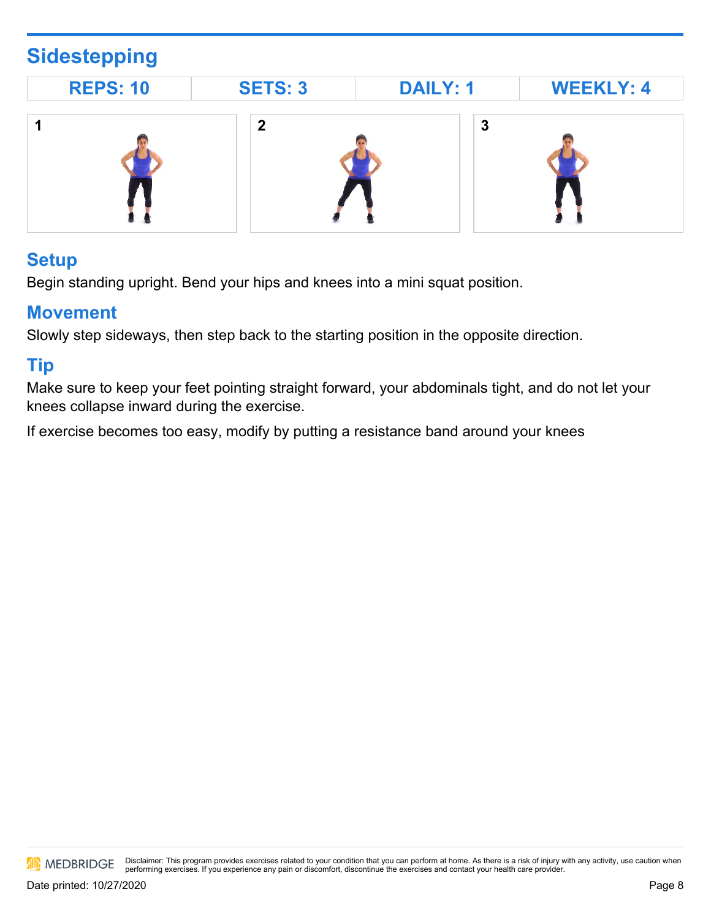## Sidestepping

| REPS: 10 | SETS: 3 | DAILY: 1 | WEEKLY: 4 |
|---|---|---|---|

1

2

3

### Setup

Begin standing upright. Bend your hips and knees into a mini squat position.

### Movement

Slowly step sideways, then step back to the starting position in the opposite direction.

### Tip

Make sure to keep your feet pointing straight forward, your abdominals tight, and do not let your knees collapse inward during the exercise.

If exercise becomes too easy, modify by putting a resistance band around your knees

MEDBRIDGE Disclaimer: This program provides exercises related to your condition that you can perform at home. As there is a risk of injury with any activity, use caution when performing exercises. If you experience any pain or discomfort, discontinue the exercises and contact your health care provider.

Date printed: 10/27/2020